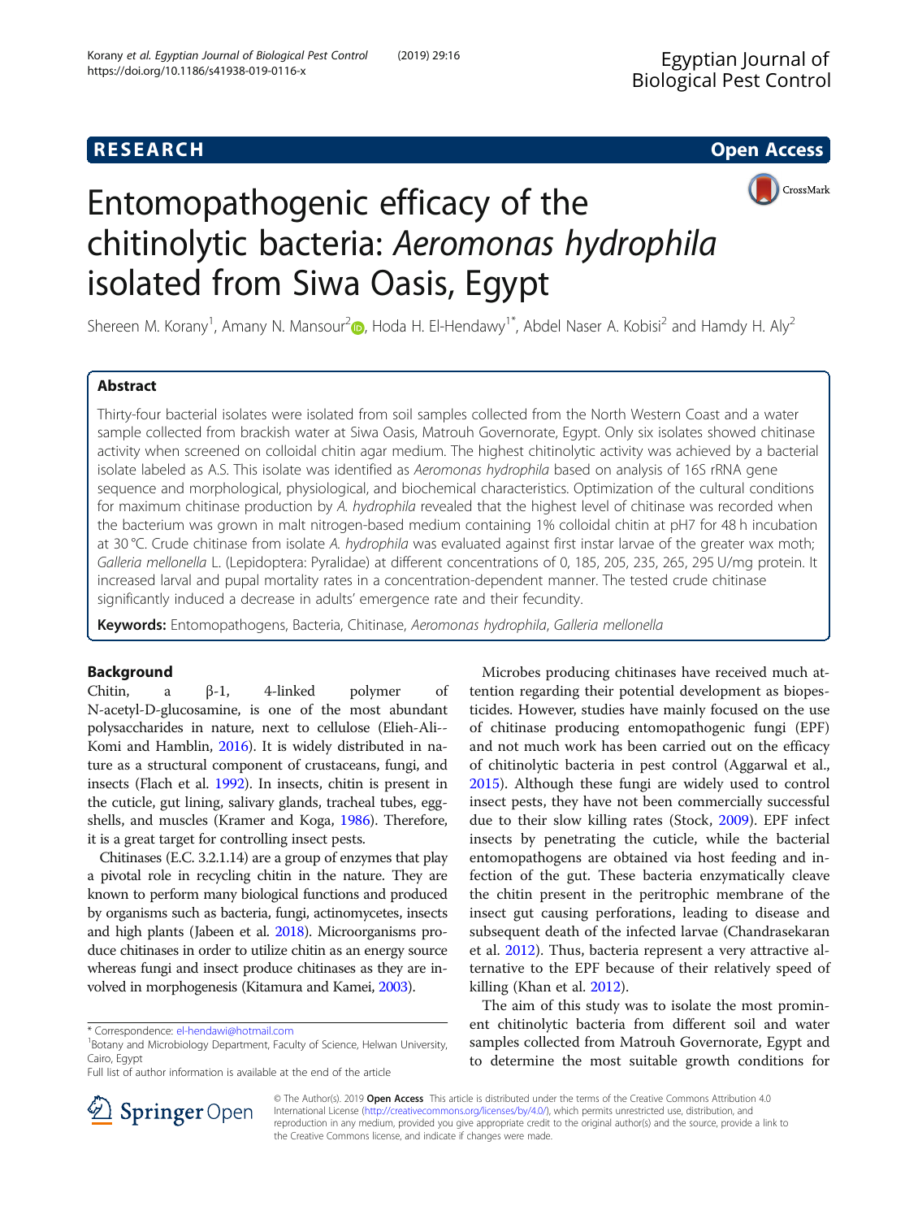# Entomopathogenic efficacy of the chitinolytic bacteria: *Aeromonas hydrophila* isolated from Siwa Oasis, Egypt

Shereen M. Korany[1], Amany N. Mansour[2], Hoda H. El-Hendawy[1*], Abdel Naser A. Kobisi[2] and Hamdy H. Aly[2]

## Abstract

Thirty-four bacterial isolates were isolated from soil samples collected from the North Western Coast and a water sample collected from brackish water at Siwa Oasis, Matrouh Governorate, Egypt. Only six isolates showed chitinase activity when screened on colloidal chitin agar medium. The highest chitinolytic activity was achieved by a bacterial isolate labeled as A.S. This isolate was identified as *Aeromonas hydrophila* based on analysis of 16S rRNA gene sequence and morphological, physiological, and biochemical characteristics. Optimization of the cultural conditions for maximum chitinase production by *A. hydrophila* revealed that the highest level of chitinase was recorded when the bacterium was grown in malt nitrogen-based medium containing 1% colloidal chitin at pH7 for 48 h incubation at 30 °C. Crude chitinase from isolate *A. hydrophila* was evaluated against first instar larvae of the greater wax moth; *Galleria mellonella* L. (Lepidoptera: Pyralidae) at different concentrations of 0, 185, 205, 235, 265, 295 U/mg protein. It increased larval and pupal mortality rates in a concentration-dependent manner. The tested crude chitinase significantly induced a decrease in adults' emergence rate and their fecundity.

**Keywords:** Entomopathogens, Bacteria, Chitinase, *Aeromonas hydrophila*, *Galleria mellonella*

## Background

Chitin, a β-1, 4-linked polymer of N-acetyl-D-glucosamine, is one of the most abundant polysaccharides in nature, next to cellulose (Elieh-Ali--Komi and Hamblin, 2016). It is widely distributed in nature as a structural component of crustaceans, fungi, and insects (Flach et al. 1992). In insects, chitin is present in the cuticle, gut lining, salivary glands, tracheal tubes, eggshells, and muscles (Kramer and Koga, 1986). Therefore, it is a great target for controlling insect pests.

Chitinases (E.C. 3.2.1.14) are a group of enzymes that play a pivotal role in recycling chitin in the nature. They are known to perform many biological functions and produced by organisms such as bacteria, fungi, actinomycetes, insects and high plants (Jabeen et al. 2018). Microorganisms produce chitinases in order to utilize chitin as an energy source whereas fungi and insect produce chitinases as they are involved in morphogenesis (Kitamura and Kamei, 2003).

Microbes producing chitinases have received much attention regarding their potential development as biopesticides. However, studies have mainly focused on the use of chitinase producing entomopathogenic fungi (EPF) and not much work has been carried out on the efficacy of chitinolytic bacteria in pest control (Aggarwal et al., 2015). Although these fungi are widely used to control insect pests, they have not been commercially successful due to their slow killing rates (Stock, 2009). EPF infect insects by penetrating the cuticle, while the bacterial entomopathogens are obtained via host feeding and infection of the gut. These bacteria enzymatically cleave the chitin present in the peritrophic membrane of the insect gut causing perforations, leading to disease and subsequent death of the infected larvae (Chandrasekaran et al. 2012). Thus, bacteria represent a very attractive alternative to the EPF because of their relatively speed of killing (Khan et al. 2012).

The aim of this study was to isolate the most prominent chitinolytic bacteria from different soil and water samples collected from Matrouh Governorate, Egypt and to determine the most suitable growth conditions for

\* Correspondence: el-hendawi@hotmail.com
[1]Botany and Microbiology Department, Faculty of Science, Helwan University, Cairo, Egypt
Full list of author information is available at the end of the article

© The Author(s). 2019 **Open Access** This article is distributed under the terms of the Creative Commons Attribution 4.0 International License (http://creativecommons.org/licenses/by/4.0/), which permits unrestricted use, distribution, and reproduction in any medium, provided you give appropriate credit to the original author(s) and the source, provide a link to the Creative Commons license, and indicate if changes were made.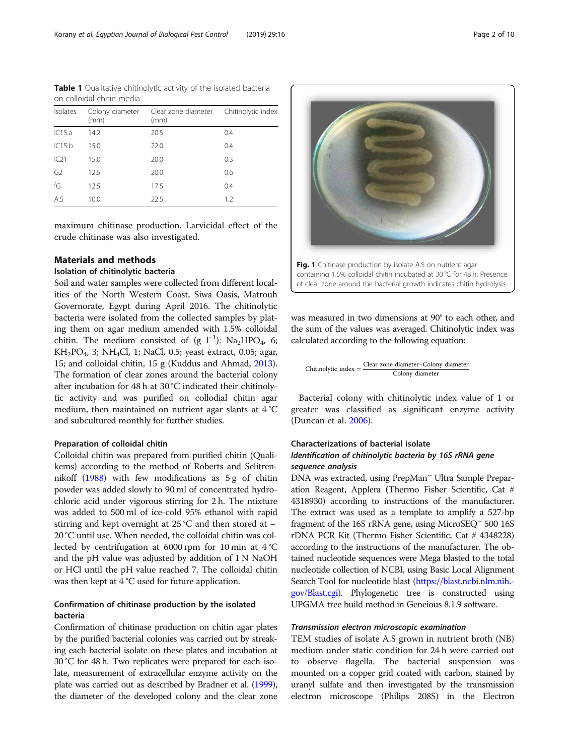**Table 1** Qualitative chitinolytic activity of the isolated bacteria on colloidal chitin media

| Isolates | Colony diameter (mm) | Clear zone diameter (mm) | Chitinolytic index |
|---|---|---|---|
| IC15.a | 14.2 | 20.5 | 0.4 |
| IC15.b | 15.0 | 22.0 | 0.4 |
| IC21 | 15.0 | 20.0 | 0.3 |
| G2 | 12.5 | 20.0 | 0.6 |
| /G | 12.5 | 17.5 | 0.4 |
| A.S | 10.0 | 22.5 | 1.2 |

maximum chitinase production. Larvicidal effect of the crude chitinase was also investigated.

## Materials and methods

### Isolation of chitinolytic bacteria

Soil and water samples were collected from different localities of the North Western Coast, Siwa Oasis, Matrouh Governorate, Egypt during April 2016. The chitinolytic bacteria were isolated from the collected samples by plating them on agar medium amended with 1.5% colloidal chitin. The medium consisted of (g $l^{-1}$): $Na_2HPO_4$, 6; $KH_2PO_4$, 3; $NH_4Cl$, 1; NaCl, 0.5; yeast extract, 0.05; agar, 15; and colloidal chitin, 15 g (Kuddus and Ahmad, 2013). The formation of clear zones around the bacterial colony after incubation for 48 h at 30 °C indicated their chitinolytic activity and was purified on collodial chitin agar medium, then maintained on nutrient agar slants at 4 °C and subcultured monthly for further studies.

### Preparation of colloidal chitin

Colloidal chitin was prepared from purified chitin (Qualikems) according to the method of Roberts and Selitrennikoff (1988) with few modifications as 5 g of chitin powder was added slowly to 90 ml of concentrated hydrochloric acid under vigorous stirring for 2 h. The mixture was added to 500 ml of ice-cold 95% ethanol with rapid stirring and kept overnight at 25 °C and then stored at − 20 °C until use. When needed, the colloidal chitin was collected by centrifugation at 6000 rpm for 10 min at 4 °C and the pH value was adjusted by addition of 1 N NaOH or HCl until the pH value reached 7. The colloidal chitin was then kept at 4 °C used for future application.

### Confirmation of chitinase production by the isolated bacteria

Confirmation of chitinase production on chitin agar plates by the purified bacterial colonies was carried out by streaking each bacterial isolate on these plates and incubation at 30 °C for 48 h. Two replicates were prepared for each isolate, measurement of extracellular enzyme activity on the plate was carried out as described by Bradner et al. (1999), the diameter of the developed colony and the clear zone was measured in two dimensions at 90° to each other, and the sum of the values was averaged. Chitinolytic index was calculated according to the following equation:

**Fig. 1** Chitinase production by isolate A.S on nutrient agar containing 1.5% colloidal chitin incubated at 30 °C for 48 h. Presence of clear zone around the bacterial growth indicates chitin hydrolysis

$$\text{Chitinolytic index} = \frac{\text{Clear zone diameter} - \text{Colony diameter}}{\text{Colony diameter}}$$

Bacterial colony with chitinolytic index value of 1 or greater was classified as significant enzyme activity (Duncan et al. 2006).

### Characterizations of bacterial isolate

#### *Identification of chitinolytic bacteria by 16S rRNA gene sequence analysis*

DNA was extracted, using PrepMan™ Ultra Sample Preparation Reagent, Applera (Thermo Fisher Scientific, Cat # 4318930) according to instructions of the manufacturer. The extract was used as a template to amplify a 527-bp fragment of the 16S rRNA gene, using MicroSEQ™ 500 16S rDNA PCR Kit (Thermo Fisher Scientific, Cat # 4348228) according to the instructions of the manufacturer. The obtained nucleotide sequences were Mega blasted to the total nucleotide collection of NCBI, using Basic Local Alignment Search Tool for nucleotide blast (https://blast.ncbi.nlm.nih.gov/Blast.cgi). Phylogenetic tree is constructed using UPGMA tree build method in Geneious 8.1.9 software.

#### *Transmission electron microscopic examination*

TEM studies of isolate A.S grown in nutrient broth (NB) medium under static condition for 24 h were carried out to observe flagella. The bacterial suspension was mounted on a copper grid coated with carbon, stained by uranyl sulfate and then investigated by the transmission electron microscope (Philips 208S) in the Electron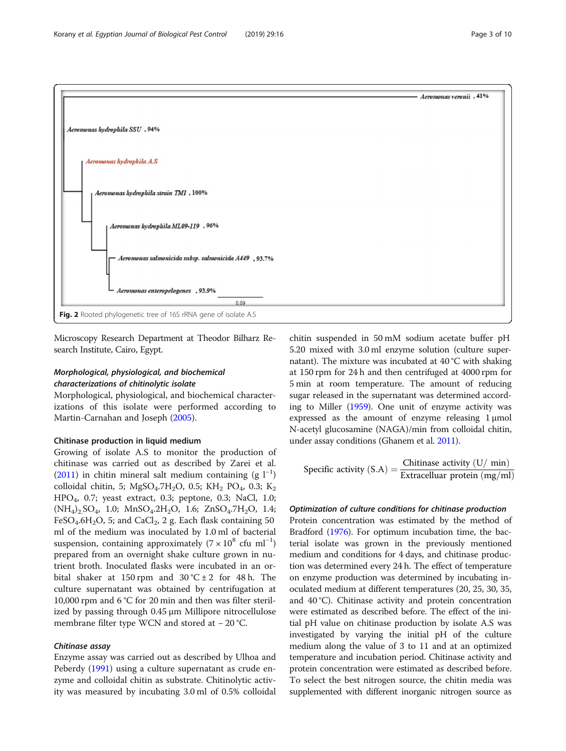Fig. 2 Rooted phylogenetic tree of 16S rRNA gene of isolate A.S

Microscopy Research Department at Theodor Bilharz Research Institute, Cairo, Egypt.

### *Morphological, physiological, and biochemical characterizations of chitinolytic isolate*

Morphological, physiological, and biochemical characterizations of this isolate were performed according to Martin-Carnahan and Joseph (2005).

### Chitinase production in liquid medium

Growing of isolate A.S to monitor the production of chitinase was carried out as described by Zarei et al. (2011) in chitin mineral salt medium containing (g $l^{-1}$) colloidal chitin, 5; $MgSO_4.7H_2O$, 0.5; $KH_2PO_4$, 0.3; $K_2HPO_4$, 0.7; yeast extract, 0.3; peptone, 0.3; NaCl, 1.0; $(NH_4)_2SO_4$, 1.0; $MnSO_4.2H_2O$, 1.6; $ZnSO_4.7H_2O$, 1.4; $FeSO_4.6H_2O$, 5; and $CaCl_2$, 2 g. Each flask containing 50 ml of the medium was inoculated by 1.0 ml of bacterial suspension, containing approximately ($7 \times 10^8$ cfu $ml^{-1}$) prepared from an overnight shake culture grown in nutrient broth. Inoculated flasks were incubated in an orbital shaker at 150 rpm and 30 °C ± 2 for 48 h. The culture supernatant was obtained by centrifugation at 10,000 rpm and 6 °C for 20 min and then was filter sterilized by passing through 0.45 μm Millipore nitrocellulose membrane filter type WCN and stored at − 20 °C.

### *Chitinase assay*

Enzyme assay was carried out as described by Ulhoa and Peberdy (1991) using a culture supernatant as crude enzyme and colloidal chitin as substrate. Chitinolytic activity was measured by incubating 3.0 ml of 0.5% colloidal chitin suspended in 50 mM sodium acetate buffer pH 5.20 mixed with 3.0 ml enzyme solution (culture supernatant). The mixture was incubated at 40 °C with shaking at 150 rpm for 24 h and then centrifuged at 4000 rpm for 5 min at room temperature. The amount of reducing sugar released in the supernatant was determined according to Miller (1959). One unit of enzyme activity was expressed as the amount of enzyme releasing 1 μmol N-acetyl glucosamine (NAGA)/min from colloidal chitin, under assay conditions (Ghanem et al. 2011).

$$\text{Specific activity (S.A)} = \frac{\text{Chitinase activity (U/ min)}}{\text{Extracelluar protein (mg/ml)}}$$

### *Optimization of culture conditions for chitinase production*

Protein concentration was estimated by the method of Bradford (1976). For optimum incubation time, the bacterial isolate was grown in the previously mentioned medium and conditions for 4 days, and chitinase production was determined every 24 h. The effect of temperature on enzyme production was determined by incubating inoculated medium at different temperatures (20, 25, 30, 35, and 40 °C). Chitinase activity and protein concentration were estimated as described before. The effect of the initial pH value on chitinase production by isolate A.S was investigated by varying the initial pH of the culture medium along the value of 3 to 11 and at an optimized temperature and incubation period. Chitinase activity and protein concentration were estimated as described before. To select the best nitrogen source, the chitin media was supplemented with different inorganic nitrogen source as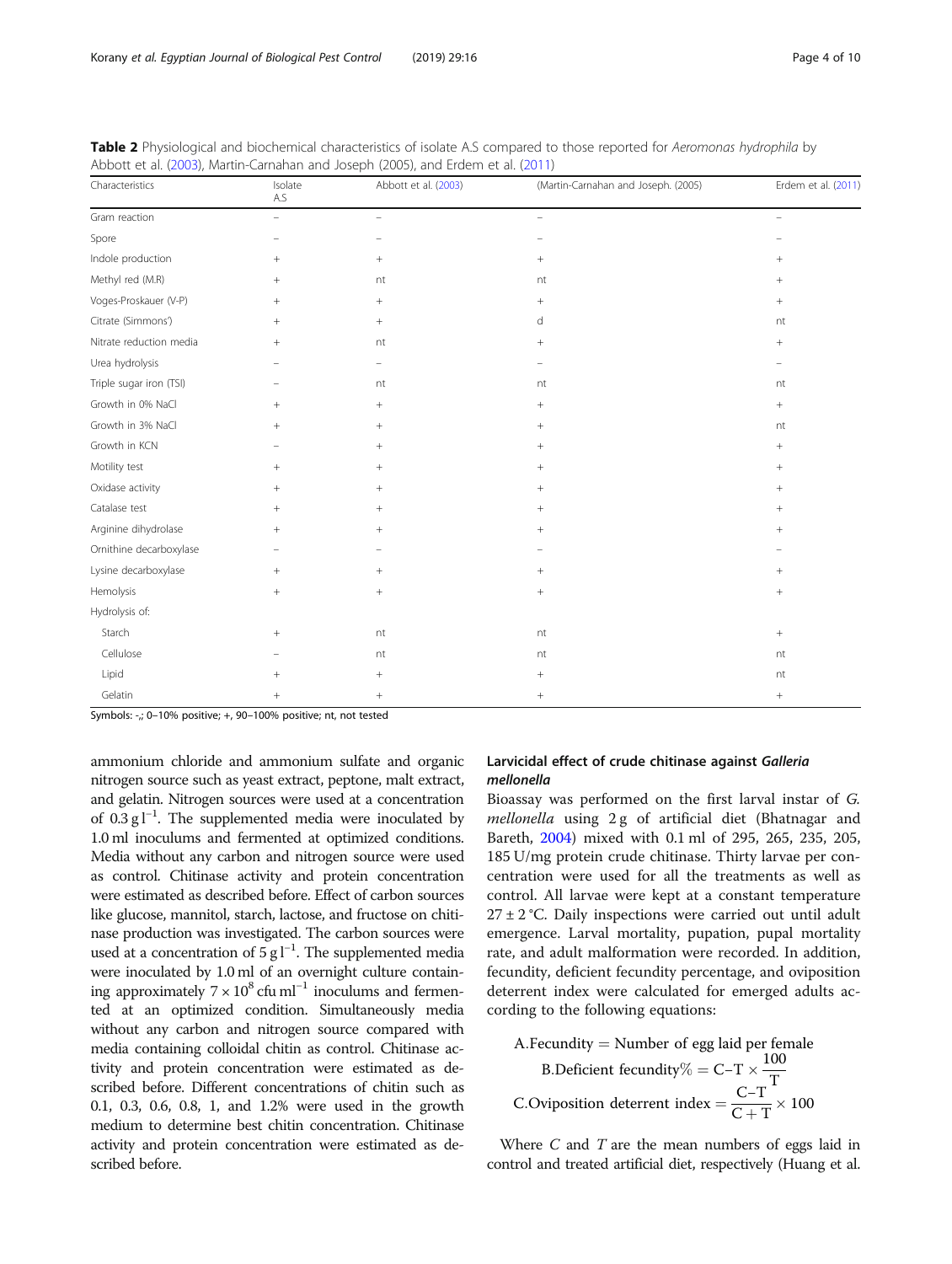**Table 2** Physiological and biochemical characteristics of isolate A.S compared to those reported for *Aeromonas hydrophila* by Abbott et al. (2003), Martin-Carnahan and Joseph (2005), and Erdem et al. (2011)

| Characteristics | Isolate A.S | Abbott et al. (2003) | (Martin-Carnahan and Joseph. (2005) | Erdem et al. (2011) |
|---|---|---|---|---|
| Gram reaction | – | – | – | – |
| Spore | – | – | – | – |
| Indole production | + | + | + | + |
| Methyl red (M.R) | + | nt | nt | + |
| Voges-Proskauer (V-P) | + | + | + | + |
| Citrate (Simmons') | + | + | d | nt |
| Nitrate reduction media | + | nt | + | + |
| Urea hydrolysis | – | – | – | – |
| Triple sugar iron (TSI) | – | nt | nt | nt |
| Growth in 0% NaCl | + | + | + | + |
| Growth in 3% NaCl | + | + | + | nt |
| Growth in KCN | – | + | + | + |
| Motility test | + | + | + | + |
| Oxidase activity | + | + | + | + |
| Catalase test | + | + | + | + |
| Arginine dihydrolase | + | + | + | + |
| Ornithine decarboxylase | – | – | – | – |
| Lysine decarboxylase | + | + | + | + |
| Hemolysis | + | + | + | + |
| Hydrolysis of: | | | | |
| Starch | + | nt | nt | + |
| Cellulose | – | nt | nt | nt |
| Lipid | + | + | + | nt |
| Gelatin | + | + | + | + |

Symbols: -,; 0–10% positive; +, 90–100% positive; nt, not tested

ammonium chloride and ammonium sulfate and organic nitrogen source such as yeast extract, peptone, malt extract, and gelatin. Nitrogen sources were used at a concentration of $0.3\ g\,l^{-1}$. The supplemented media were inoculated by 1.0 ml inoculums and fermented at optimized conditions. Media without any carbon and nitrogen source were used as control. Chitinase activity and protein concentration were estimated as described before. Effect of carbon sources like glucose, mannitol, starch, lactose, and fructose on chitinase production was investigated. The carbon sources were used at a concentration of $5\ g\,l^{-1}$. The supplemented media were inoculated by 1.0 ml of an overnight culture containing approximately $7 \times 10^{8}$ cfu $ml^{-1}$ inoculums and fermented at an optimized condition. Simultaneously media without any carbon and nitrogen source compared with media containing colloidal chitin as control. Chitinase activity and protein concentration were estimated as described before. Different concentrations of chitin such as 0.1, 0.3, 0.6, 0.8, 1, and 1.2% were used in the growth medium to determine best chitin concentration. Chitinase activity and protein concentration were estimated as described before.

### Larvicidal effect of crude chitinase against *Galleria mellonella*

Bioassay was performed on the first larval instar of *G. mellonella* using 2 g of artificial diet (Bhatnagar and Bareth, 2004) mixed with 0.1 ml of 295, 265, 235, 205, 185 U/mg protein crude chitinase. Thirty larvae per concentration were used for all the treatments as well as control. All larvae were kept at a constant temperature 27 ± 2 °C. Daily inspections were carried out until adult emergence. Larval mortality, pupation, pupal mortality rate, and adult malformation were recorded. In addition, fecundity, deficient fecundity percentage, and oviposition deterrent index were calculated for emerged adults according to the following equations:

$$\text{A.Fecundity} = \text{Number of egg laid per female}$$

$$\text{B.Deficient fecundity\%} = \text{C–T} \times \frac{100}{\text{T}}$$

$$\text{C.Oviposition deterrent index} = \frac{\text{C–T}}{\text{C + T}} \times 100$$

Where *C* and *T* are the mean numbers of eggs laid in control and treated artificial diet, respectively (Huang et al.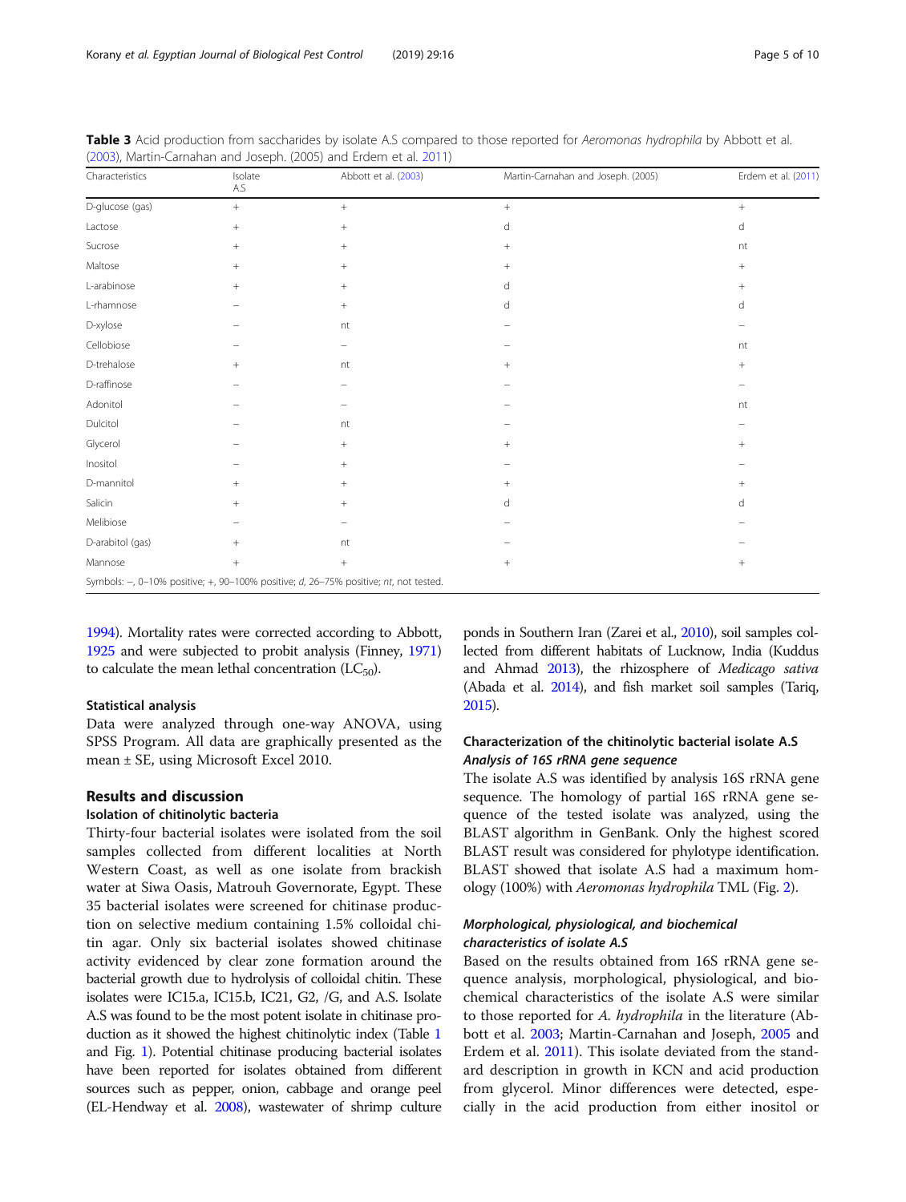**Table 3** Acid production from saccharides by isolate A.S compared to those reported for *Aeromonas hydrophila* by Abbott et al. (2003), Martin-Carnahan and Joseph. (2005) and Erdem et al. 2011)

| Characteristics | Isolate A.S | Abbott et al. (2003) | Martin-Carnahan and Joseph. (2005) | Erdem et al. (2011) |
|---|---|---|---|---|
| D-glucose (gas) | + | + | + | + |
| Lactose | + | + | d | d |
| Sucrose | + | + | + | nt |
| Maltose | + | + | + | + |
| L-arabinose | + | + | d | + |
| L-rhamnose | – | + | d | d |
| D-xylose | – | nt | – | – |
| Cellobiose | – | – | – | nt |
| D-trehalose | + | nt | + | + |
| D-raffinose | – | – | – | – |
| Adonitol | – | – | – | nt |
| Dulcitol | – | nt | – | – |
| Glycerol | – | + | + | + |
| Inositol | – | + | – | – |
| D-mannitol | + | + | + | + |
| Salicin | + | + | d | d |
| Melibiose | – | – | – | – |
| D-arabitol (gas) | + | nt | – | – |
| Mannose | + | + | + | + |

Symbols: –, 0–10% positive; +, 90–100% positive; *d*, 26–75% positive; *nt*, not tested.

1994). Mortality rates were corrected according to Abbott, 1925 and were subjected to probit analysis (Finney, 1971) to calculate the mean lethal concentration ($LC_{50}$).

### Statistical analysis

Data were analyzed through one-way ANOVA, using SPSS Program. All data are graphically presented as the mean ± SE, using Microsoft Excel 2010.

## Results and discussion

### Isolation of chitinolytic bacteria

Thirty-four bacterial isolates were isolated from the soil samples collected from different localities at North Western Coast, as well as one isolate from brackish water at Siwa Oasis, Matrouh Governorate, Egypt. These 35 bacterial isolates were screened for chitinase production on selective medium containing 1.5% colloidal chitin agar. Only six bacterial isolates showed chitinase activity evidenced by clear zone formation around the bacterial growth due to hydrolysis of colloidal chitin. These isolates were IC15.a, IC15.b, IC21, G2, /G, and A.S. Isolate A.S was found to be the most potent isolate in chitinase production as it showed the highest chitinolytic index (Table 1 and Fig. 1). Potential chitinase producing bacterial isolates have been reported for isolates obtained from different sources such as pepper, onion, cabbage and orange peel (EL-Hendway et al. 2008), wastewater of shrimp culture ponds in Southern Iran (Zarei et al., 2010), soil samples collected from different habitats of Lucknow, India (Kuddus and Ahmad 2013), the rhizosphere of *Medicago sativa* (Abada et al. 2014), and fish market soil samples (Tariq, 2015).

### Characterization of the chitinolytic bacterial isolate A.S

#### *Analysis of 16S rRNA gene sequence*

The isolate A.S was identified by analysis 16S rRNA gene sequence. The homology of partial 16S rRNA gene sequence of the tested isolate was analyzed, using the BLAST algorithm in GenBank. Only the highest scored BLAST result was considered for phylotype identification. BLAST showed that isolate A.S had a maximum homology (100%) with *Aeromonas hydrophila* TML (Fig. 2).

#### *Morphological, physiological, and biochemical characteristics of isolate A.S*

Based on the results obtained from 16S rRNA gene sequence analysis, morphological, physiological, and biochemical characteristics of the isolate A.S were similar to those reported for *A. hydrophila* in the literature (Abbott et al. 2003; Martin-Carnahan and Joseph, 2005 and Erdem et al. 2011). This isolate deviated from the standard description in growth in KCN and acid production from glycerol. Minor differences were detected, especially in the acid production from either inositol or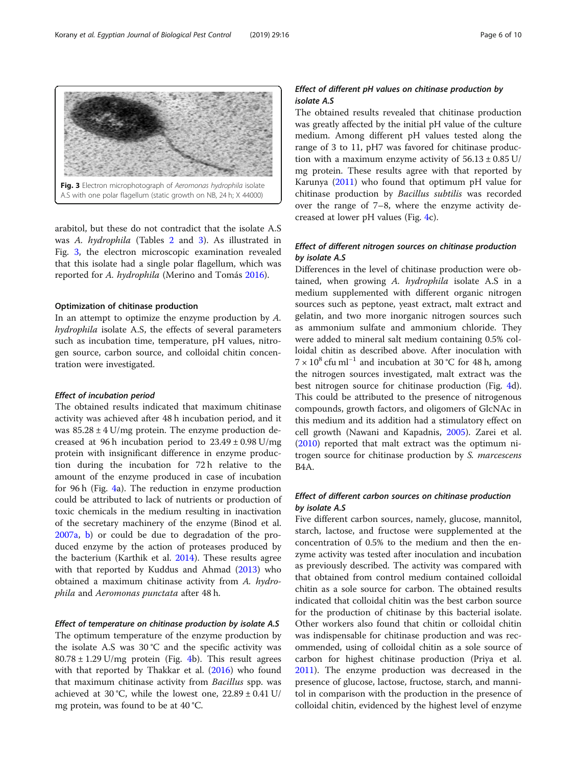Fig. 3 Electron microphotograph of *Aeromonas hydrophila* isolate A.S with one polar flagellum (static growth on NB, 24 h; X 44000)

arabitol, but these do not contradict that the isolate A.S was *A. hydrophila* (Tables 2 and 3). As illustrated in Fig. 3, the electron microscopic examination revealed that this isolate had a single polar flagellum, which was reported for *A. hydrophila* (Merino and Tomás 2016).

### Optimization of chitinase production

In an attempt to optimize the enzyme production by *A. hydrophila* isolate A.S, the effects of several parameters such as incubation time, temperature, pH values, nitrogen source, carbon source, and colloidal chitin concentration were investigated.

#### *Effect of incubation period*

The obtained results indicated that maximum chitinase activity was achieved after 48 h incubation period, and it was 85.28 ± 4 U/mg protein. The enzyme production decreased at 96 h incubation period to 23.49 ± 0.98 U/mg protein with insignificant difference in enzyme production during the incubation for 72 h relative to the amount of the enzyme produced in case of incubation for 96 h (Fig. 4a). The reduction in enzyme production could be attributed to lack of nutrients or production of toxic chemicals in the medium resulting in inactivation of the secretary machinery of the enzyme (Binod et al. 2007a, b) or could be due to degradation of the produced enzyme by the action of proteases produced by the bacterium (Karthik et al. 2014). These results agree with that reported by Kuddus and Ahmad (2013) who obtained a maximum chitinase activity from *A. hydrophila* and *Aeromonas punctata* after 48 h.

#### *Effect of temperature on chitinase production by isolate A.S*

The optimum temperature of the enzyme production by the isolate A.S was 30 °C and the specific activity was 80.78 ± 1.29 U/mg protein (Fig. 4b). This result agrees with that reported by Thakkar et al. (2016) who found that maximum chitinase activity from *Bacillus* spp. was achieved at 30 °C, while the lowest one, 22.89 ± 0.41 U/mg protein, was found to be at 40 °C.

#### *Effect of different pH values on chitinase production by isolate A.S*

The obtained results revealed that chitinase production was greatly affected by the initial pH value of the culture medium. Among different pH values tested along the range of 3 to 11, pH7 was favored for chitinase production with a maximum enzyme activity of 56.13 ± 0.85 U/mg protein. These results agree with that reported by Karunya (2011) who found that optimum pH value for chitinase production by *Bacillus subtilis* was recorded over the range of 7–8, where the enzyme activity decreased at lower pH values (Fig. 4c).

#### *Effect of different nitrogen sources on chitinase production by isolate A.S*

Differences in the level of chitinase production were obtained, when growing *A. hydrophila* isolate A.S in a medium supplemented with different organic nitrogen sources such as peptone, yeast extract, malt extract and gelatin, and two more inorganic nitrogen sources such as ammonium sulfate and ammonium chloride. They were added to mineral salt medium containing 0.5% colloidal chitin as described above. After inoculation with $7 \times 10^{8}$ cfu ml$^{-1}$ and incubation at 30 °C for 48 h, among the nitrogen sources investigated, malt extract was the best nitrogen source for chitinase production (Fig. 4d). This could be attributed to the presence of nitrogenous compounds, growth factors, and oligomers of GlcNAc in this medium and its addition had a stimulatory effect on cell growth (Nawani and Kapadnis, 2005). Zarei et al. (2010) reported that malt extract was the optimum nitrogen source for chitinase production by *S. marcescens* B4A.

#### *Effect of different carbon sources on chitinase production by isolate A.S*

Five different carbon sources, namely, glucose, mannitol, starch, lactose, and fructose were supplemented at the concentration of 0.5% to the medium and then the enzyme activity was tested after inoculation and incubation as previously described. The activity was compared with that obtained from control medium contained colloidal chitin as a sole source for carbon. The obtained results indicated that colloidal chitin was the best carbon source for the production of chitinase by this bacterial isolate. Other workers also found that chitin or colloidal chitin was indispensable for chitinase production and was recommended, using of colloidal chitin as a sole source of carbon for highest chitinase production (Priya et al. 2011). The enzyme production was decreased in the presence of glucose, lactose, fructose, starch, and mannitol in comparison with the production in the presence of colloidal chitin, evidenced by the highest level of enzyme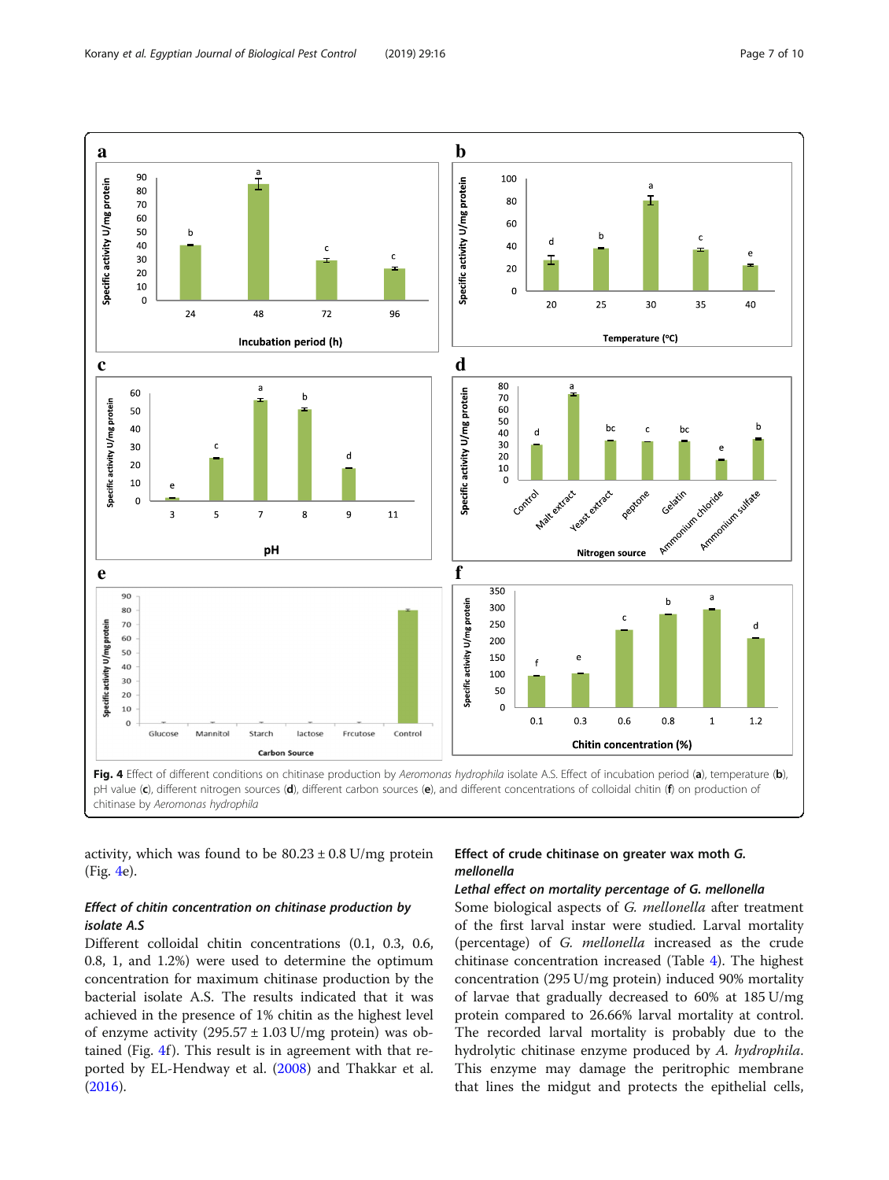Fig. 4 Effect of different conditions on chitinase production by *Aeromonas hydrophila* isolate A.S. Effect of incubation period (**a**), temperature (**b**), pH value (**c**), different nitrogen sources (**d**), different carbon sources (**e**), and different concentrations of colloidal chitin (**f**) on production of chitinase by *Aeromonas hydrophila*

activity, which was found to be 80.23 ± 0.8 U/mg protein (Fig. 4e).

### *Effect of chitin concentration on chitinase production by isolate A.S*

Different colloidal chitin concentrations (0.1, 0.3, 0.6, 0.8, 1, and 1.2%) were used to determine the optimum concentration for maximum chitinase production by the bacterial isolate A.S. The results indicated that it was achieved in the presence of 1% chitin as the highest level of enzyme activity (295.57 ± 1.03 U/mg protein) was obtained (Fig. 4f). This result is in agreement with that reported by EL-Hendway et al. (2008) and Thakkar et al. (2016).

## Effect of crude chitinase on greater wax moth *G. mellonella*

### *Lethal effect on mortality percentage of G. mellonella*

Some biological aspects of *G. mellonella* after treatment of the first larval instar were studied. Larval mortality (percentage) of *G. mellonella* increased as the crude chitinase concentration increased (Table 4). The highest concentration (295 U/mg protein) induced 90% mortality of larvae that gradually decreased to 60% at 185 U/mg protein compared to 26.66% larval mortality at control. The recorded larval mortality is probably due to the hydrolytic chitinase enzyme produced by *A. hydrophila*. This enzyme may damage the peritrophic membrane that lines the midgut and protects the epithelial cells,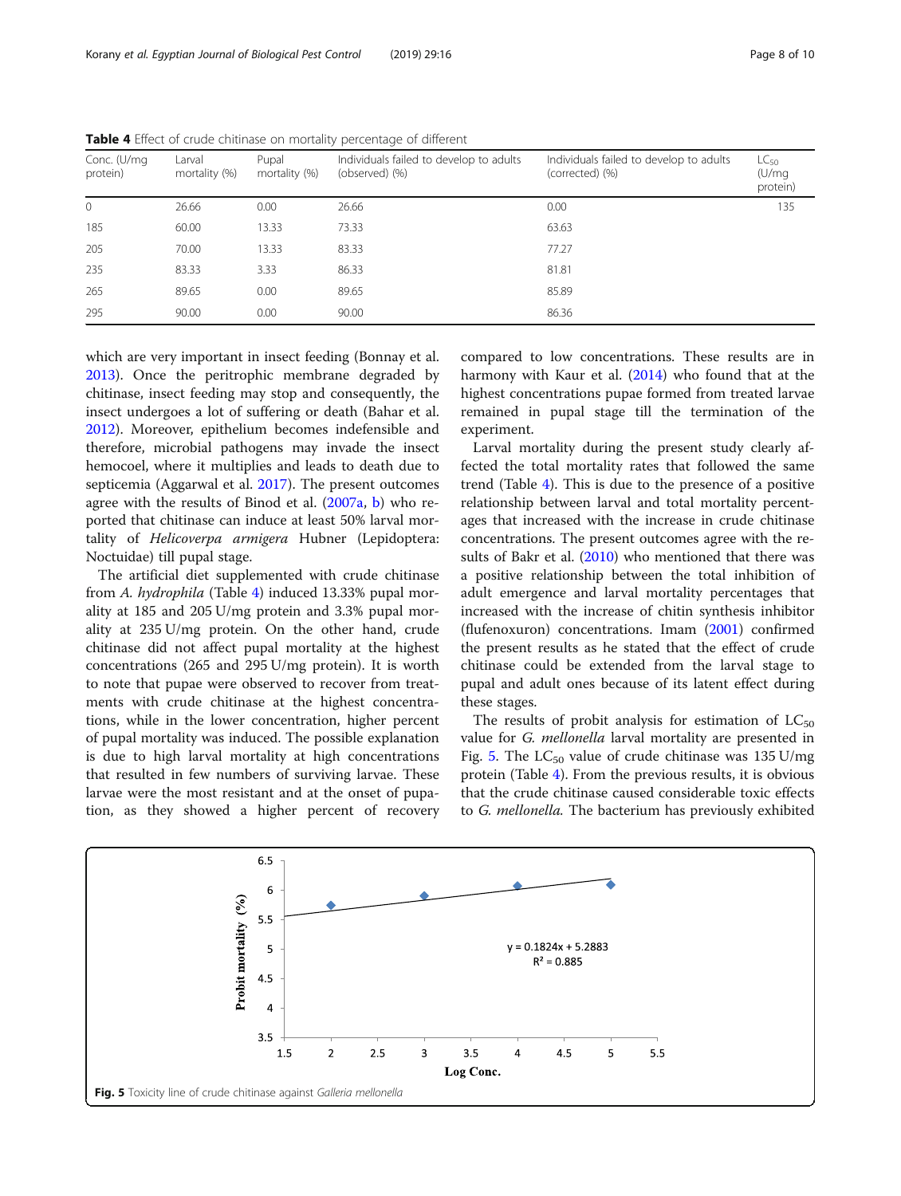**Table 4** Effect of crude chitinase on mortality percentage of different

| Conc. (U/mg protein) | Larval mortality (%) | Pupal mortality (%) | Individuals failed to develop to adults (observed) (%) | Individuals failed to develop to adults (corrected) (%) | $LC_{50}$ (U/mg protein) |
|---|---|---|---|---|---|
| 0 | 26.66 | 0.00 | 26.66 | 0.00 | 135 |
| 185 | 60.00 | 13.33 | 73.33 | 63.63 | |
| 205 | 70.00 | 13.33 | 83.33 | 77.27 | |
| 235 | 83.33 | 3.33 | 86.33 | 81.81 | |
| 265 | 89.65 | 0.00 | 89.65 | 85.89 | |
| 295 | 90.00 | 0.00 | 90.00 | 86.36 | |

which are very important in insect feeding (Bonnay et al. 2013). Once the peritrophic membrane degraded by chitinase, insect feeding may stop and consequently, the insect undergoes a lot of suffering or death (Bahar et al. 2012). Moreover, epithelium becomes indefensible and therefore, microbial pathogens may invade the insect hemocoel, where it multiplies and leads to death due to septicemia (Aggarwal et al. 2017). The present outcomes agree with the results of Binod et al. (2007a, b) who reported that chitinase can induce at least 50% larval mortality of *Helicoverpa armigera* Hubner (Lepidoptera: Noctuidae) till pupal stage.

The artificial diet supplemented with crude chitinase from *A. hydrophila* (Table 4) induced 13.33% pupal mortality at 185 and 205 U/mg protein and 3.3% pupal mortality at 235 U/mg protein. On the other hand, crude chitinase did not affect pupal mortality at the highest concentrations (265 and 295 U/mg protein). It is worth to note that pupae were observed to recover from treatments with crude chitinase at the highest concentrations, while in the lower concentration, higher percent of pupal mortality was induced. The possible explanation is due to high larval mortality at high concentrations that resulted in few numbers of surviving larvae. These larvae were the most resistant and at the onset of pupation, as they showed a higher percent of recovery compared to low concentrations. These results are in harmony with Kaur et al. (2014) who found that at the highest concentrations pupae formed from treated larvae remained in pupal stage till the termination of the experiment.

Larval mortality during the present study clearly affected the total mortality rates that followed the same trend (Table 4). This is due to the presence of a positive relationship between larval and total mortality percentages that increased with the increase in crude chitinase concentrations. The present outcomes agree with the results of Bakr et al. (2010) who mentioned that there was a positive relationship between the total inhibition of adult emergence and larval mortality percentages that increased with the increase of chitin synthesis inhibitor (flufenoxuron) concentrations. Imam (2001) confirmed the present results as he stated that the effect of crude chitinase could be extended from the larval stage to pupal and adult ones because of its latent effect during these stages.

The results of probit analysis for estimation of $LC_{50}$ value for *G. mellonella* larval mortality are presented in Fig. 5. The $LC_{50}$ value of crude chitinase was 135 U/mg protein (Table 4). From the previous results, it is obvious that the crude chitinase caused considerable toxic effects to *G. mellonella*. The bacterium has previously exhibited

**Fig. 5** Toxicity line of crude chitinase against *Galleria mellonella*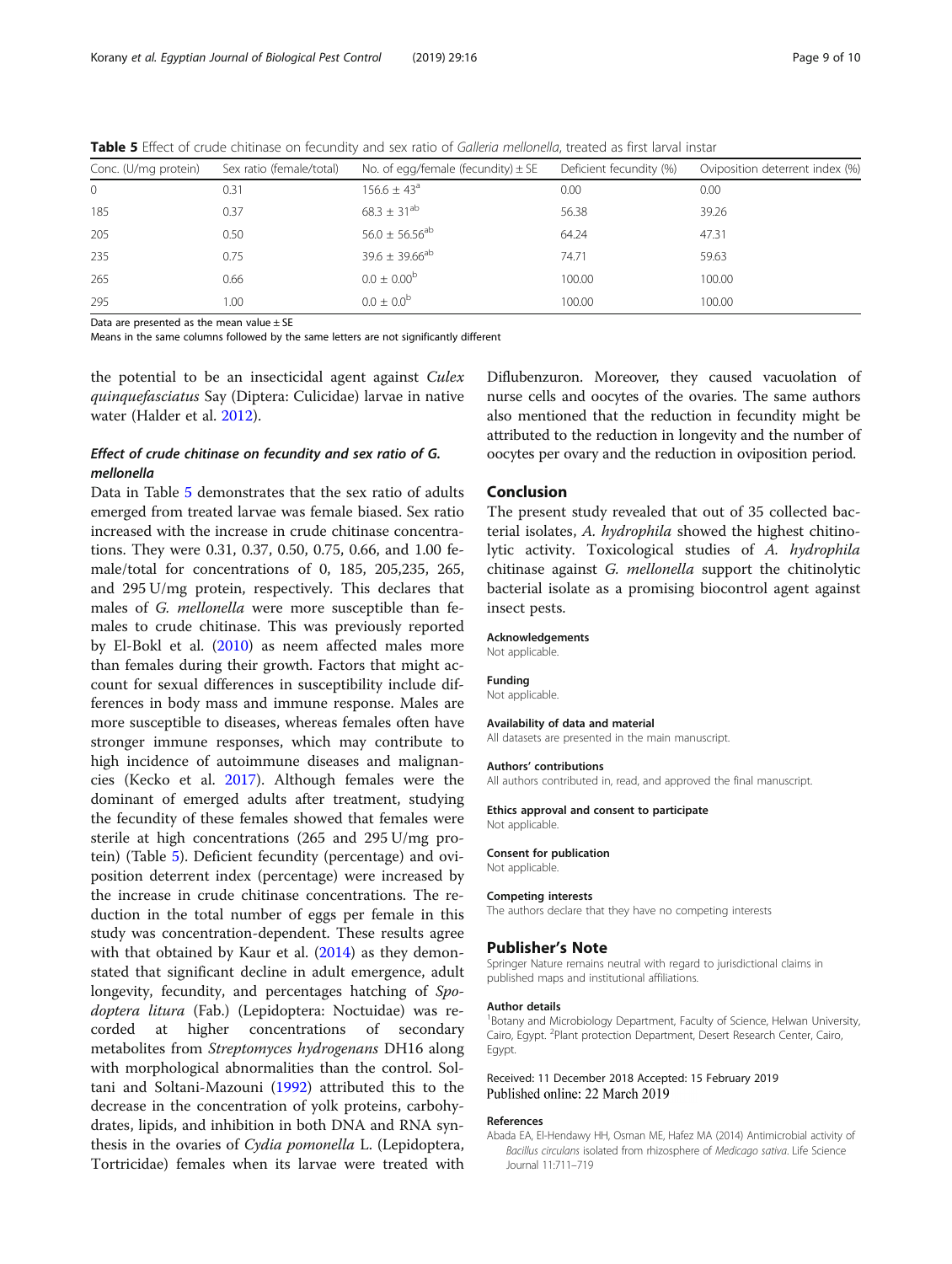**Table 5** Effect of crude chitinase on fecundity and sex ratio of *Galleria mellonella*, treated as first larval instar

| Conc. (U/mg protein) | Sex ratio (female/total) | No. of egg/female (fecundity) ± SE | Deficient fecundity (%) | Oviposition deterrent index (%) |
|---|---|---|---|---|
| 0 | 0.31 | 156.6 ± 43[a] | 0.00 | 0.00 |
| 185 | 0.37 | 68.3 ± 31[ab] | 56.38 | 39.26 |
| 205 | 0.50 | 56.0 ± 56.56[ab] | 64.24 | 47.31 |
| 235 | 0.75 | 39.6 ± 39.66[ab] | 74.71 | 59.63 |
| 265 | 0.66 | 0.0 ± 0.00[b] | 100.00 | 100.00 |
| 295 | 1.00 | 0.0 ± 0.0[b] | 100.00 | 100.00 |

Data are presented as the mean value ± SE
Means in the same columns followed by the same letters are not significantly different

the potential to be an insecticidal agent against *Culex quinquefasciatus* Say (Diptera: Culicidae) larvae in native water (Halder et al. 2012).

### Effect of crude chitinase on fecundity and sex ratio of G. mellonella

Data in Table 5 demonstrates that the sex ratio of adults emerged from treated larvae was female biased. Sex ratio increased with the increase in crude chitinase concentrations. They were 0.31, 0.37, 0.50, 0.75, 0.66, and 1.00 female/total for concentrations of 0, 185, 205,235, 265, and 295 U/mg protein, respectively. This declares that males of *G. mellonella* were more susceptible than females to crude chitinase. This was previously reported by El-Bokl et al. (2010) as neem affected males more than females during their growth. Factors that might account for sexual differences in susceptibility include differences in body mass and immune response. Males are more susceptible to diseases, whereas females often have stronger immune responses, which may contribute to high incidence of autoimmune diseases and malignancies (Kecko et al. 2017). Although females were the dominant of emerged adults after treatment, studying the fecundity of these females showed that females were sterile at high concentrations (265 and 295 U/mg protein) (Table 5). Deficient fecundity (percentage) and oviposition deterrent index (percentage) were increased by the increase in crude chitinase concentrations. The reduction in the total number of eggs per female in this study was concentration-dependent. These results agree with that obtained by Kaur et al. (2014) as they demonstrated that significant decline in adult emergence, adult longevity, fecundity, and percentages hatching of *Spodoptera litura* (Fab.) (Lepidoptera: Noctuidae) was recorded at higher concentrations of secondary metabolites from *Streptomyces hydrogenans* DH16 along with morphological abnormalities than the control. Soltani and Soltani-Mazouni (1992) attributed this to the decrease in the concentration of yolk proteins, carbohydrates, lipids, and inhibition in both DNA and RNA synthesis in the ovaries of *Cydia pomonella* L. (Lepidoptera, Tortricidae) females when its larvae were treated with Diflubenzuron. Moreover, they caused vacuolation of nurse cells and oocytes of the ovaries. The same authors also mentioned that the reduction in fecundity might be attributed to the reduction in longevity and the number of oocytes per ovary and the reduction in oviposition period.

## Conclusion

The present study revealed that out of 35 collected bacterial isolates, *A. hydrophila* showed the highest chitinolytic activity. Toxicological studies of *A. hydrophila* chitinase against *G. mellonella* support the chitinolytic bacterial isolate as a promising biocontrol agent against insect pests.

#### Acknowledgements
Not applicable.

#### Funding
Not applicable.

#### Availability of data and material
All datasets are presented in the main manuscript.

#### Authors' contributions
All authors contributed in, read, and approved the final manuscript.

#### Ethics approval and consent to participate
Not applicable.

#### Consent for publication
Not applicable.

#### Competing interests
The authors declare that they have no competing interests

## Publisher's Note
Springer Nature remains neutral with regard to jurisdictional claims in published maps and institutional affiliations.

#### Author details
[1]Botany and Microbiology Department, Faculty of Science, Helwan University, Cairo, Egypt. [2]Plant protection Department, Desert Research Center, Cairo, Egypt.

Received: 11 December 2018 Accepted: 15 February 2019
Published online: 22 March 2019

#### References
Abada EA, El-Hendawy HH, Osman ME, Hafez MA (2014) Antimicrobial activity of *Bacillus circulans* isolated from rhizosphere of *Medicago sativa*. Life Science Journal 11:711–719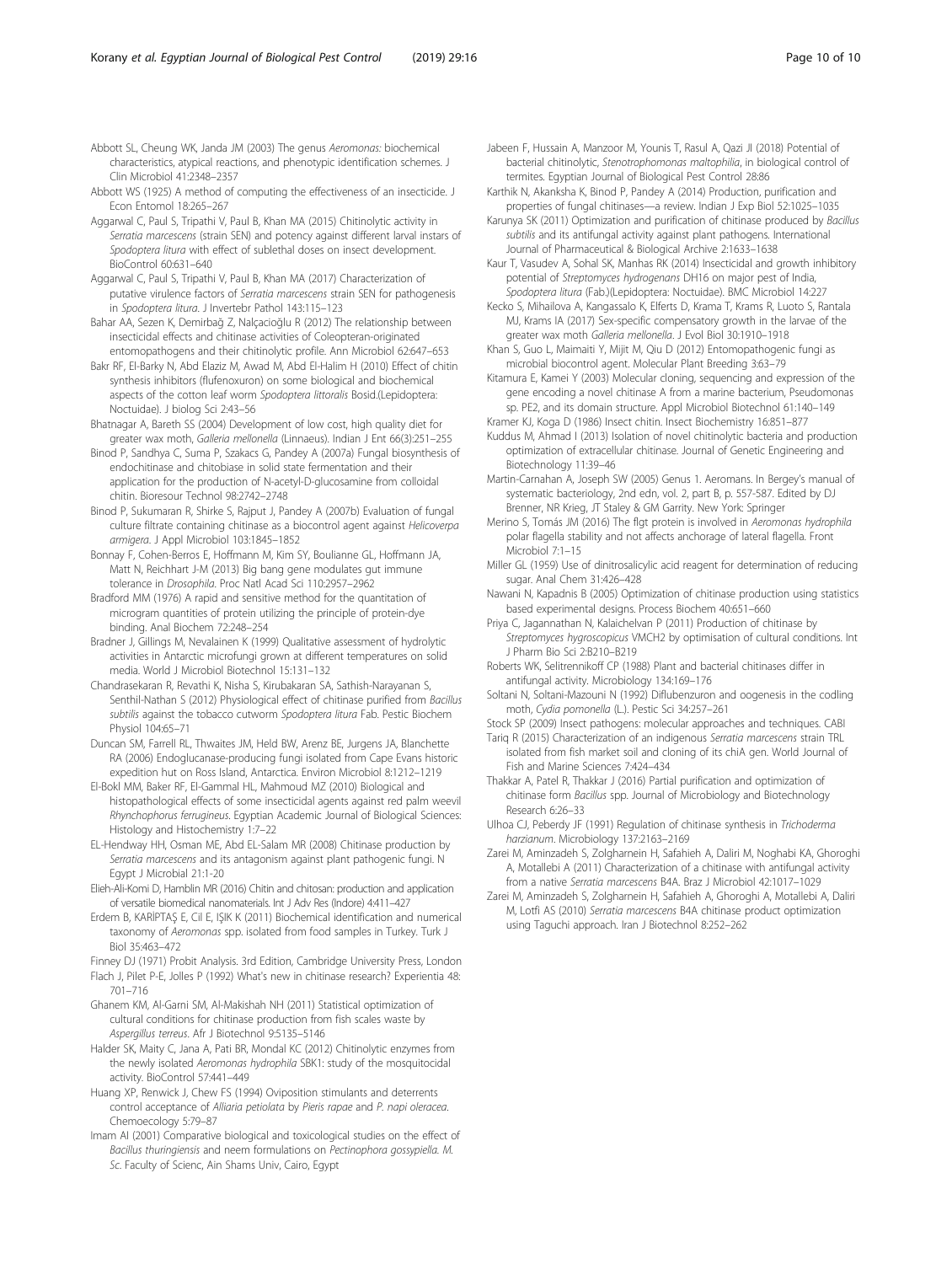Abbott SL, Cheung WK, Janda JM (2003) The genus *Aeromonas:* biochemical characteristics, atypical reactions, and phenotypic identification schemes. J Clin Microbiol 41:2348–2357

Abbott WS (1925) A method of computing the effectiveness of an insecticide. J Econ Entomol 18:265–267

Aggarwal C, Paul S, Tripathi V, Paul B, Khan MA (2015) Chitinolytic activity in *Serratia marcescens* (strain SEN) and potency against different larval instars of *Spodoptera litura* with effect of sublethal doses on insect development. BioControl 60:631–640

Aggarwal C, Paul S, Tripathi V, Paul B, Khan MA (2017) Characterization of putative virulence factors of *Serratia marcescens* strain SEN for pathogenesis in *Spodoptera litura*. J Invertebr Pathol 143:115–123

Bahar AA, Sezen K, Demirbağ Z, Nalçacioğlu R (2012) The relationship between insecticidal effects and chitinase activities of Coleopteran-originated entomopathogens and their chitinolytic profile. Ann Microbiol 62:647–653

Bakr RF, El-Barky N, Abd Elaziz M, Awad M, Abd El-Halim H (2010) Effect of chitin synthesis inhibitors (flufenoxuron) on some biological and biochemical aspects of the cotton leaf worm *Spodoptera littoralis* Bosid.(Lepidoptera: Noctuidae). J biolog Sci 2:43–56

Bhatnagar A, Bareth SS (2004) Development of low cost, high quality diet for greater wax moth, *Galleria mellonella* (Linnaeus). Indian J Ent 66(3):251–255

Binod P, Sandhya C, Suma P, Szakacs G, Pandey A (2007a) Fungal biosynthesis of endochitinase and chitobiase in solid state fermentation and their application for the production of N-acetyl-D-glucosamine from colloidal chitin. Bioresour Technol 98:2742–2748

Binod P, Sukumaran R, Shirke S, Rajput J, Pandey A (2007b) Evaluation of fungal culture filtrate containing chitinase as a biocontrol agent against *Helicoverpa armigera*. J Appl Microbiol 103:1845–1852

Bonnay F, Cohen-Berros E, Hoffmann M, Kim SY, Boulianne GL, Hoffmann JA, Matt N, Reichhart J-M (2013) Big bang gene modulates gut immune tolerance in *Drosophila*. Proc Natl Acad Sci 110:2957–2962

Bradford MM (1976) A rapid and sensitive method for the quantitation of microgram quantities of protein utilizing the principle of protein-dye binding. Anal Biochem 72:248–254

Bradner J, Gillings M, Nevalainen K (1999) Qualitative assessment of hydrolytic activities in Antarctic microfungi grown at different temperatures on solid media. World J Microbiol Biotechnol 15:131–132

Chandrasekaran R, Revathi K, Nisha S, Kirubakaran SA, Sathish-Narayanan S, Senthil-Nathan S (2012) Physiological effect of chitinase purified from *Bacillus subtilis* against the tobacco cutworm *Spodoptera litura* Fab. Pestic Biochem Physiol 104:65–71

Duncan SM, Farrell RL, Thwaites JM, Held BW, Arenz BE, Jurgens JA, Blanchette RA (2006) Endoglucanase-producing fungi isolated from Cape Evans historic expedition hut on Ross Island, Antarctica. Environ Microbiol 8:1212–1219

El-Bokl MM, Baker RF, El-Gammal HL, Mahmoud MZ (2010) Biological and histopathological effects of some insecticidal agents against red palm weevil *Rhynchophorus ferrugineus*. Egyptian Academic Journal of Biological Sciences: Histology and Histochemistry 1:7–22

EL-Hendway HH, Osman ME, Abd EL-Salam MR (2008) Chitinase production by *Serratia marcescens* and its antagonism against plant pathogenic fungi. N Egypt J Microbial 21:1-20

Elieh-Ali-Komi D, Hamblin MR (2016) Chitin and chitosan: production and application of versatile biomedical nanomaterials. Int J Adv Res (Indore) 4:411–427

Erdem B, KARİPTAŞ E, Cil E, IŞIK K (2011) Biochemical identification and numerical taxonomy of *Aeromonas* spp. isolated from food samples in Turkey. Turk J Biol 35:463–472

Finney DJ (1971) Probit Analysis. 3rd Edition, Cambridge University Press, London

Flach J, Pilet P-E, Jolles P (1992) What's new in chitinase research? Experientia 48: 701–716

Ghanem KM, Al-Garni SM, Al-Makishah NH (2011) Statistical optimization of cultural conditions for chitinase production from fish scales waste by *Aspergillus terreus*. Afr J Biotechnol 9:5135–5146

Halder SK, Maity C, Jana A, Pati BR, Mondal KC (2012) Chitinolytic enzymes from the newly isolated *Aeromonas hydrophila* SBK1: study of the mosquitocidal activity. BioControl 57:441–449

Huang XP, Renwick J, Chew FS (1994) Oviposition stimulants and deterrents control acceptance of *Alliaria petiolata* by *Pieris rapae* and *P. napi oleracea*. Chemoecology 5:79–87

Imam AI (2001) Comparative biological and toxicological studies on the effect of *Bacillus thuringiensis* and neem formulations on *Pectinophora gossypiella. M. Sc.* Faculty of Scienc, Ain Shams Univ, Cairo, Egypt

Jabeen F, Hussain A, Manzoor M, Younis T, Rasul A, Qazi JI (2018) Potential of bacterial chitinolytic, *Stenotrophomonas maltophilia*, in biological control of termites. Egyptian Journal of Biological Pest Control 28:86

Karthik N, Akanksha K, Binod P, Pandey A (2014) Production, purification and properties of fungal chitinases—a review. Indian J Exp Biol 52:1025–1035

Karunya SK (2011) Optimization and purification of chitinase produced by *Bacillus subtilis* and its antifungal activity against plant pathogens. International Journal of Pharmaceutical & Biological Archive 2:1633–1638

Kaur T, Vasudev A, Sohal SK, Manhas RK (2014) Insecticidal and growth inhibitory potential of *Streptomyces hydrogenans* DH16 on major pest of India, *Spodoptera litura* (Fab.)(Lepidoptera: Noctuidae). BMC Microbiol 14:227

Kecko S, Mihailova A, Kangassalo K, Elferts D, Krama T, Krams R, Luoto S, Rantala MJ, Krams IA (2017) Sex-specific compensatory growth in the larvae of the greater wax moth *Galleria mellonella*. J Evol Biol 30:1910–1918

Khan S, Guo L, Maimaiti Y, Mijit M, Qiu D (2012) Entomopathogenic fungi as microbial biocontrol agent. Molecular Plant Breeding 3:63–79

Kitamura E, Kamei Y (2003) Molecular cloning, sequencing and expression of the gene encoding a novel chitinase A from a marine bacterium, Pseudomonas sp. PE2, and its domain structure. Appl Microbiol Biotechnol 61:140–149

Kramer KJ, Koga D (1986) Insect chitin. Insect Biochemistry 16:851–877

Kuddus M, Ahmad I (2013) Isolation of novel chitinolytic bacteria and production optimization of extracellular chitinase. Journal of Genetic Engineering and Biotechnology 11:39–46

Martin-Carnahan A, Joseph SW (2005) Genus 1. Aeromans. In Bergey's manual of systematic bacteriology, 2nd edn, vol. 2, part B, p. 557-587. Edited by DJ Brenner, NR Krieg, JT Staley & GM Garrity. New York: Springer

Merino S, Tomás JM (2016) The flgt protein is involved in *Aeromonas hydrophila* polar flagella stability and not affects anchorage of lateral flagella. Front Microbiol 7:1–15

Miller GL (1959) Use of dinitrosalicylic acid reagent for determination of reducing sugar. Anal Chem 31:426–428

Nawani N, Kapadnis B (2005) Optimization of chitinase production using statistics based experimental designs. Process Biochem 40:651–660

Priya C, Jagannathan N, Kalaichelvan P (2011) Production of chitinase by *Streptomyces hygroscopicus* VMCH2 by optimisation of cultural conditions. Int J Pharm Bio Sci 2:B210–B219

Roberts WK, Selitrennikoff CP (1988) Plant and bacterial chitinases differ in antifungal activity. Microbiology 134:169–176

Soltani N, Soltani-Mazouni N (1992) Diflubenzuron and oogenesis in the codling moth, *Cydia pomonella* (L.). Pestic Sci 34:257–261

Stock SP (2009) Insect pathogens: molecular approaches and techniques. CABI

Tariq R (2015) Characterization of an indigenous *Serratia marcescens* strain TRL isolated from fish market soil and cloning of its chiA gen. World Journal of Fish and Marine Sciences 7:424–434

Thakkar A, Patel R, Thakkar J (2016) Partial purification and optimization of chitinase form *Bacillus* spp. Journal of Microbiology and Biotechnology Research 6:26–33

Ulhoa CJ, Peberdy JF (1991) Regulation of chitinase synthesis in *Trichoderma harzianum*. Microbiology 137:2163–2169

Zarei M, Aminzadeh S, Zolgharnein H, Safahieh A, Daliri M, Noghabi KA, Ghoroghi A, Motallebi A (2011) Characterization of a chitinase with antifungal activity from a native *Serratia marcescens* B4A. Braz J Microbiol 42:1017–1029

Zarei M, Aminzadeh S, Zolgharnein H, Safahieh A, Ghoroghi A, Motallebi A, Daliri M, Lotfi AS (2010) *Serratia marcescens* B4A chitinase product optimization using Taguchi approach. Iran J Biotechnol 8:252–262